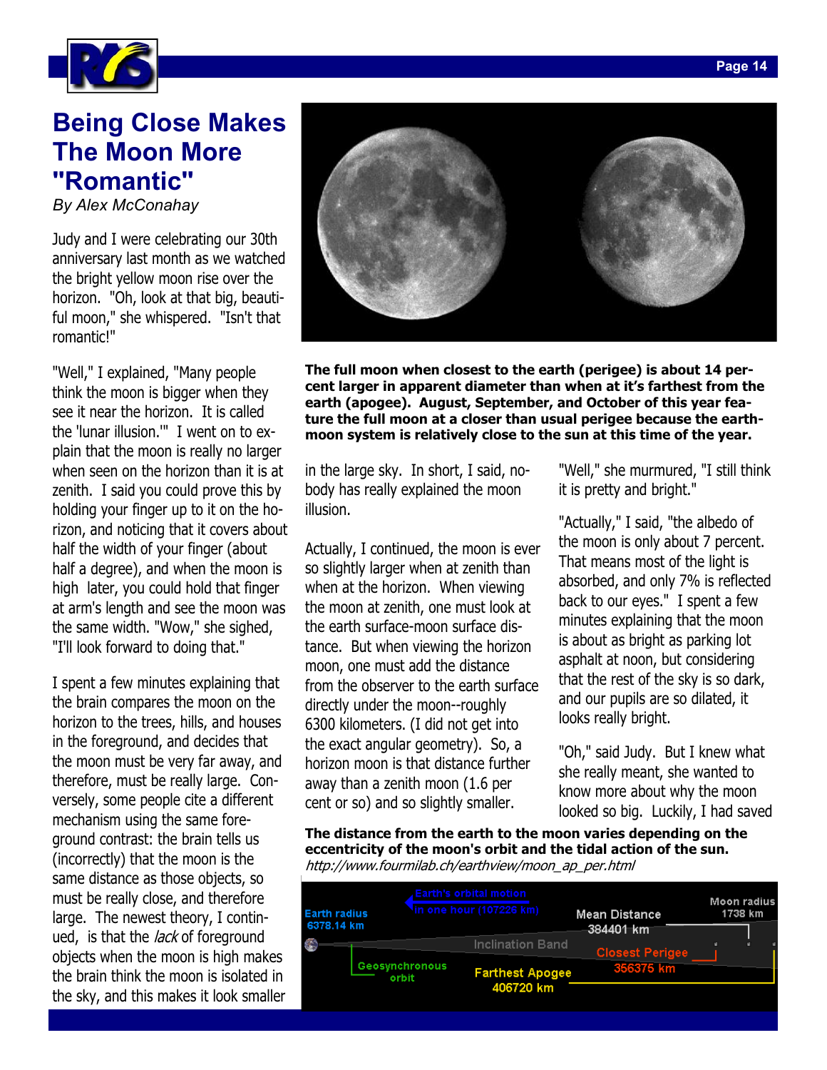# Being Close Makes The Moon More "Romantic"

*By Alex McConahay*

Judy and I were celebrating our 30th anniversary last month as we watched the bright yellow moon rise over the horizon. "Oh, look at that big, beautiful moon," she whispered. "Isn't that romantic!"

"Well," I explained, "Many people think the moon is bigger when they see it near the horizon. It is called the 'lunar illusion.'" I went on to explain that the moon is really no larger when seen on the horizon than it is at zenith. I said you could prove this by holding your finger up to it on the horizon, and noticing that it covers about half the width of your finger (about half a degree), and when the moon is high later, you could hold that finger at arm's length and see the moon was the same width. "Wow," she sighed, "I'll look forward to doing that."

I spent a few minutes explaining that the brain compares the moon on the horizon to the trees, hills, and houses in the foreground, and decides that the moon must be very far away, and therefore, must be really large. Conversely, some people cite a different mechanism using the same foreground contrast: the brain tells us (incorrectly) that the moon is the same distance as those objects, so must be really close, and therefore large. The newest theory, I continued, is that the *lack* of foreground objects when the moon is high makes the brain think the moon is isolated in the sky, and this makes it look smaller in the large sky. In short, I said, nobody has really explained the moon illusion.

The full moon when closest to the earth (perigee) is about 14 percent larger in apparent diameter than when at it's farthest from the earth (apogee). August, September, and October of this year feature the full moon at a closer than usual perigee because the earth-moon system is relatively close to the sun at this time of the year.

Actually, I continued, the moon is ever so slightly larger when at zenith than when at the horizon. When viewing the moon at zenith, one must look at the earth surface-moon surface distance. But when viewing the horizon moon, one must add the distance from the observer to the earth surface directly under the moon--roughly 6300 kilometers. (I did not get into the exact angular geometry). So, a horizon moon is that distance further away than a zenith moon (1.6 per cent or so) and so slightly smaller.

"Well," she murmured, "I still think it is pretty and bright."

"Actually," I said, "the albedo of the moon is only about 7 percent. That means most of the light is absorbed, and only 7% is reflected back to our eyes." I spent a few minutes explaining that the moon is about as bright as parking lot asphalt at noon, but considering that the rest of the sky is so dark, and our pupils are so dilated, it looks really bright.

"Oh," said Judy. But I knew what she really meant, she wanted to know more about why the moon looked so big. Luckily, I had saved

**The distance from the earth to the moon varies depending on the eccentricity of the moon's orbit and the tidal action of the sun.**
*http://www.fourmilab.ch/earthview/moon_ap_per.html*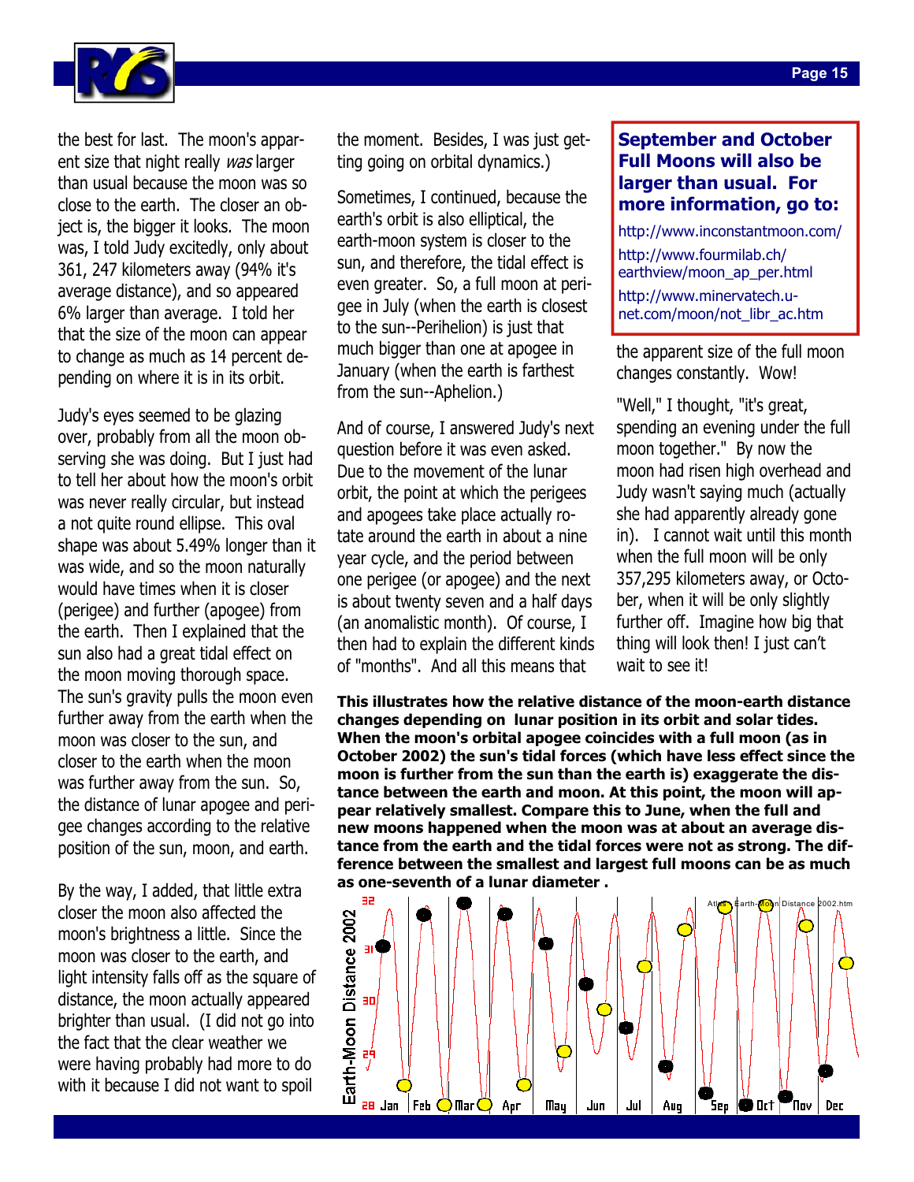the best for last. The moon's apparent size that night really *was* larger than usual because the moon was so close to the earth. The closer an object is, the bigger it looks. The moon was, I told Judy excitedly, only about 361, 247 kilometers away (94% it's average distance), and so appeared 6% larger than average. I told her that the size of the moon can appear to change as much as 14 percent depending on where it is in its orbit.

Judy's eyes seemed to be glazing over, probably from all the moon observing she was doing. But I just had to tell her about how the moon's orbit was never really circular, but instead a not quite round ellipse. This oval shape was about 5.49% longer than it was wide, and so the moon naturally would have times when it is closer (perigee) and further (apogee) from the earth. Then I explained that the sun also had a great tidal effect on the moon moving thorough space. The sun's gravity pulls the moon even further away from the earth when the moon was closer to the sun, and closer to the earth when the moon was further away from the sun. So, the distance of lunar apogee and perigee changes according to the relative position of the sun, moon, and earth.

By the way, I added, that little extra closer the moon also affected the moon's brightness a little. Since the moon was closer to the earth, and light intensity falls off as the square of distance, the moon actually appeared brighter than usual. (I did not go into the fact that the clear weather we were having probably had more to do with it because I did not want to spoil the moment. Besides, I was just getting going on orbital dynamics.)

Sometimes, I continued, because the earth's orbit is also elliptical, the earth-moon system is closer to the sun, and therefore, the tidal effect is even greater. So, a full moon at perigee in July (when the earth is closest to the sun--Perihelion) is just that much bigger than one at apogee in January (when the earth is farthest from the sun--Aphelion.)

And of course, I answered Judy's next question before it was even asked. Due to the movement of the lunar orbit, the point at which the perigees and apogees take place actually rotate around the earth in about a nine year cycle, and the period between one perigee (or apogee) and the next is about twenty seven and a half days (an anomalistic month). Of course, I then had to explain the different kinds of "months". And all this means that the apparent size of the full moon changes constantly. Wow!

"Well," I thought, "it's great, spending an evening under the full moon together." By now the moon had risen high overhead and Judy wasn't saying much (actually she had apparently already gone in). I cannot wait until this month when the full moon will be only 357,295 kilometers away, or October, when it will be only slightly further off. Imagine how big that thing will look then! I just can't wait to see it!

**September and October Full Moons will also be larger than usual. For more information, go to:**

http://www.inconstantmoon.com/

http://www.fourmilab.ch/earthview/moon_ap_per.html

http://www.minervatech.u-net.com/moon/not_libr_ac.htm

**This illustrates how the relative distance of the moon-earth distance changes depending on lunar position in its orbit and solar tides. When the moon's orbital apogee coincides with a full moon (as in October 2002) the sun's tidal forces (which have less effect since the moon is further from the sun than the earth is) exaggerate the distance between the earth and moon. At this point, the moon will appear relatively smallest. Compare this to June, when the full and new moons happened when the moon was at about an average distance from the earth and the tidal forces were not as strong. The difference between the smallest and largest full moons can be as much as one-seventh of a lunar diameter .**

Earth-Moon Distance 2002

32
31
30
29
28

Jan Feb Mar Apr May Jun Jul Aug Sep Oct Nov Dec

Atlas Earth-Moon Distance 2002.htm